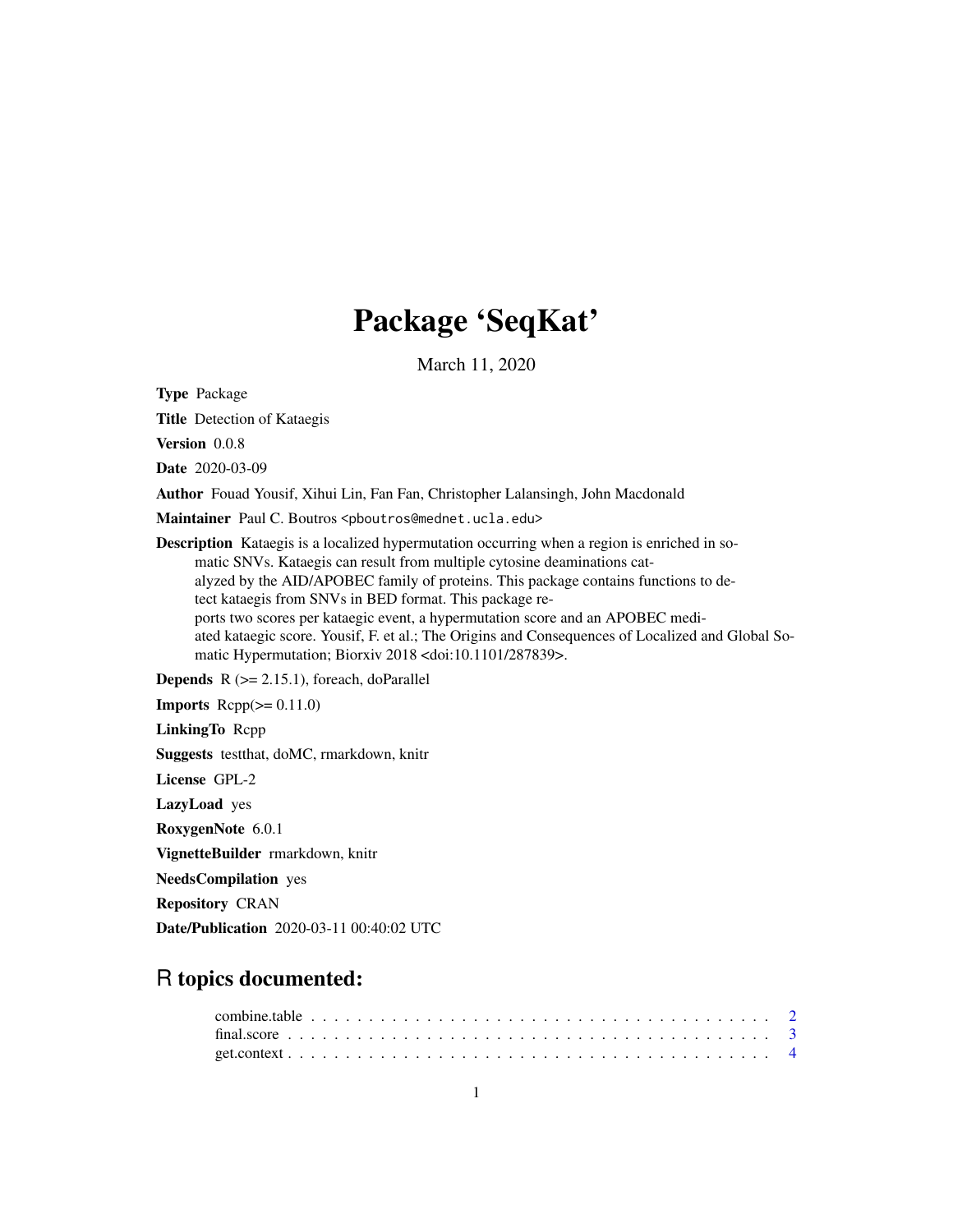# Package 'SeqKat'

March 11, 2020

**Type** Package

**Title** Detection of Kataegis

**Version** 0.0.8

**Date** 2020-03-09

**Author** Fouad Yousif, Xihui Lin, Fan Fan, Christopher Lalansingh, John Macdonald

**Maintainer** Paul C. Boutros <pboutros@mednet.ucla.edu>

**Description** Kataegis is a localized hypermutation occurring when a region is enriched in somatic SNVs. Kataegis can result from multiple cytosine deaminations catalyzed by the AID/APOBEC family of proteins. This package contains functions to detect kataegis from SNVs in BED format. This package reports two scores per kataegic event, a hypermutation score and an APOBEC mediated kataegic score. Yousif, F. et al.; The Origins and Consequences of Localized and Global Somatic Hypermutation; Biorxiv 2018 <doi:10.1101/287839>.

**Depends** R (>= 2.15.1), foreach, doParallel

**Imports** Rcpp(>= 0.11.0)

**LinkingTo** Rcpp

**Suggests** testthat, doMC, rmarkdown, knitr

**License** GPL-2

**LazyLoad** yes

**RoxygenNote** 6.0.1

**VignetteBuilder** rmarkdown, knitr

**NeedsCompilation** yes

**Repository** CRAN

**Date/Publication** 2020-03-11 00:40:02 UTC

## R topics documented:

- combine.table . . . . . . . . . . . . . . . . . . . . . . . . . . . . . . . . . . . . . . . . 2
- final.score . . . . . . . . . . . . . . . . . . . . . . . . . . . . . . . . . . . . . . . . . . 3
- get.context . . . . . . . . . . . . . . . . . . . . . . . . . . . . . . . . . . . . . . . . . . 4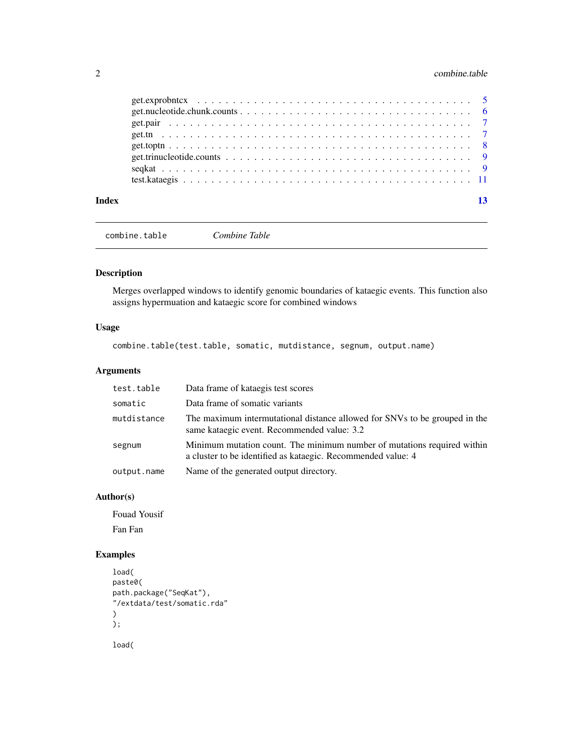get.exprobntcx . . . . . . . . . . . . . . . . . . . . . . . . . . . . . . . . . . . 5
get.nucleotide.chunk.counts . . . . . . . . . . . . . . . . . . . . . . . . . . . . . 6
get.pair . . . . . . . . . . . . . . . . . . . . . . . . . . . . . . . . . . . . . . 7
get.tn . . . . . . . . . . . . . . . . . . . . . . . . . . . . . . . . . . . . . . . 7
get.toptn . . . . . . . . . . . . . . . . . . . . . . . . . . . . . . . . . . . . . . 8
get.trinucleotide.counts . . . . . . . . . . . . . . . . . . . . . . . . . . . . . . 9
seqkat . . . . . . . . . . . . . . . . . . . . . . . . . . . . . . . . . . . . . . . 9
test.kataegis . . . . . . . . . . . . . . . . . . . . . . . . . . . . . . . . . . . . 11

**Index** 13

---

## combine.table — *Combine Table*

### Description

Merges overlapped windows to identify genomic boundaries of kataegic events. This function also assigns hypermuation and kataegic score for combined windows

### Usage

```
combine.table(test.table, somatic, mutdistance, segnum, output.name)
```

### Arguments

| | |
|---|---|
| `test.table` | Data frame of kataegis test scores |
| `somatic` | Data frame of somatic variants |
| `mutdistance` | The maximum intermutational distance allowed for SNVs to be grouped in the same kataegic event. Recommended value: 3.2 |
| `segnum` | Minimum mutation count. The minimum number of mutations required within a cluster to be identified as kataegic. Recommended value: 4 |
| `output.name` | Name of the generated output directory. |

### Author(s)

Fouad Yousif

Fan Fan

### Examples

```
load(
paste0(
path.package("SeqKat"),
"/extdata/test/somatic.rda"
)
);

load(
```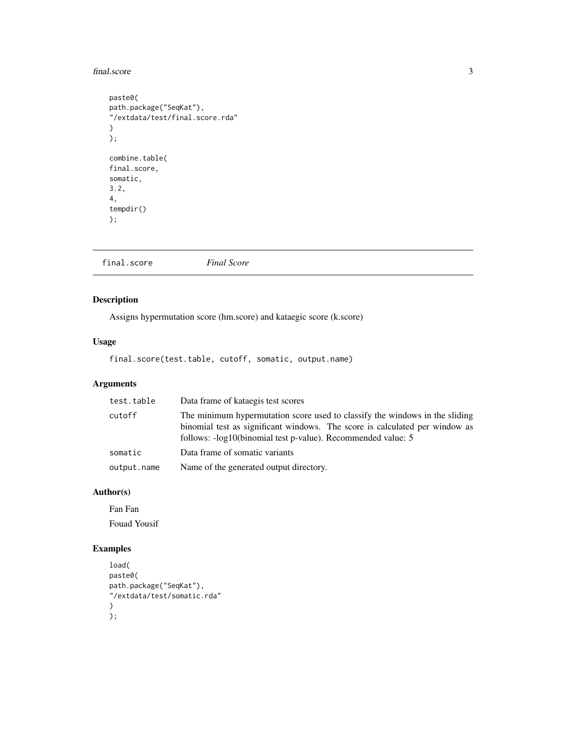```
paste0(
path.package("SeqKat"),
"/extdata/test/final.score.rda"
)
);

combine.table(
final.score,
somatic,
3.2,
4,
tempdir()
);
```

## final.score *Final Score*

### Description

Assigns hypermutation score (hm.score) and kataegic score (k.score)

### Usage

```
final.score(test.table, cutoff, somatic, output.name)
```

### Arguments

| | |
|---|---|
| `test.table` | Data frame of kataegis test scores |
| `cutoff` | The minimum hypermutation score used to classify the windows in the sliding binomial test as significant windows. The score is calculated per window as follows: -log10(binomial test p-value). Recommended value: 5 |
| `somatic` | Data frame of somatic variants |
| `output.name` | Name of the generated output directory. |

### Author(s)

Fan Fan

Fouad Yousif

### Examples

```
load(
paste0(
path.package("SeqKat"),
"/extdata/test/somatic.rda"
)
);
```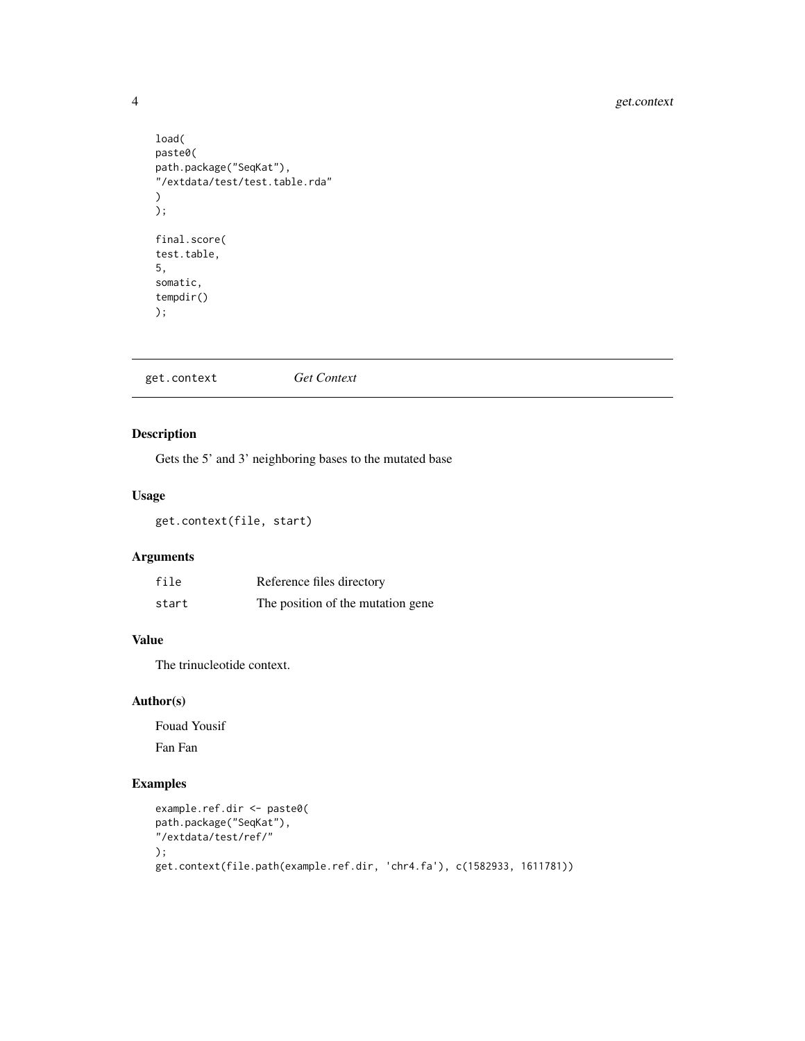```
load(
paste0(
path.package("SeqKat"),
"/extdata/test/test.table.rda"
)
);

final.score(
test.table,
5,
somatic,
tempdir()
);
```

## get.context *Get Context*

### Description

Gets the 5' and 3' neighboring bases to the mutated base

### Usage

```
get.context(file, start)
```

### Arguments

| | |
|---|---|
| `file` | Reference files directory |
| `start` | The position of the mutation gene |

### Value

The trinucleotide context.

### Author(s)

Fouad Yousif

Fan Fan

### Examples

```
example.ref.dir <- paste0(
path.package("SeqKat"),
"/extdata/test/ref/"
);
get.context(file.path(example.ref.dir, 'chr4.fa'), c(1582933, 1611781))
```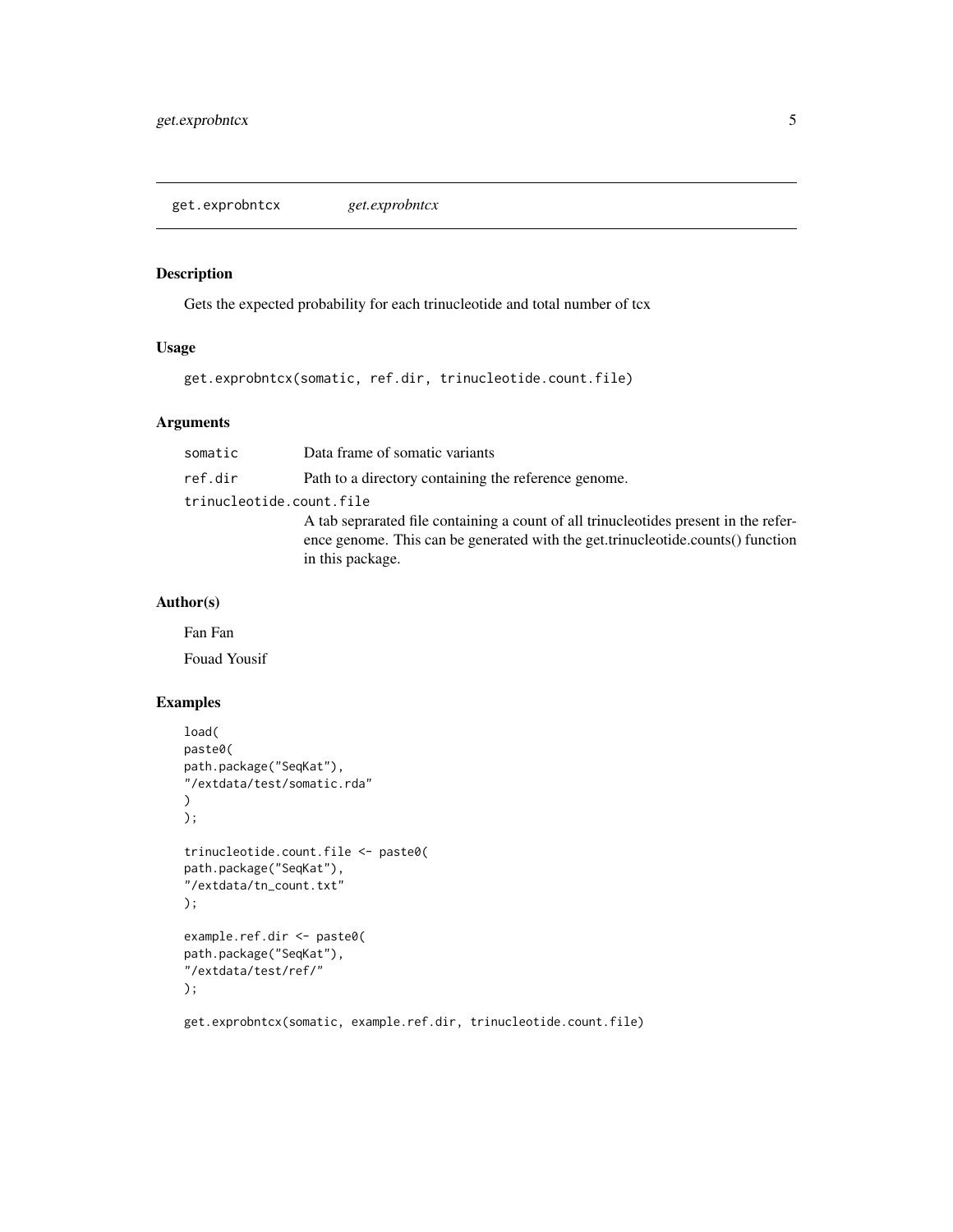## get.exprobntcx *get.exprobntcx*

### Description

Gets the expected probability for each trinucleotide and total number of tcx

### Usage

```
get.exprobntcx(somatic, ref.dir, trinucleotide.count.file)
```

### Arguments

| | |
|---|---|
| `somatic` | Data frame of somatic variants |
| `ref.dir` | Path to a directory containing the reference genome. |
| `trinucleotide.count.file` | A tab seprarated file containing a count of all trinucleotides present in the reference genome. This can be generated with the get.trinucleotide.counts() function in this package. |

### Author(s)

Fan Fan

Fouad Yousif

### Examples

```
load(
paste0(
path.package("SeqKat"),
"/extdata/test/somatic.rda"
)
);

trinucleotide.count.file <- paste0(
path.package("SeqKat"),
"/extdata/tn_count.txt"
);

example.ref.dir <- paste0(
path.package("SeqKat"),
"/extdata/test/ref/"
);

get.exprobntcx(somatic, example.ref.dir, trinucleotide.count.file)
```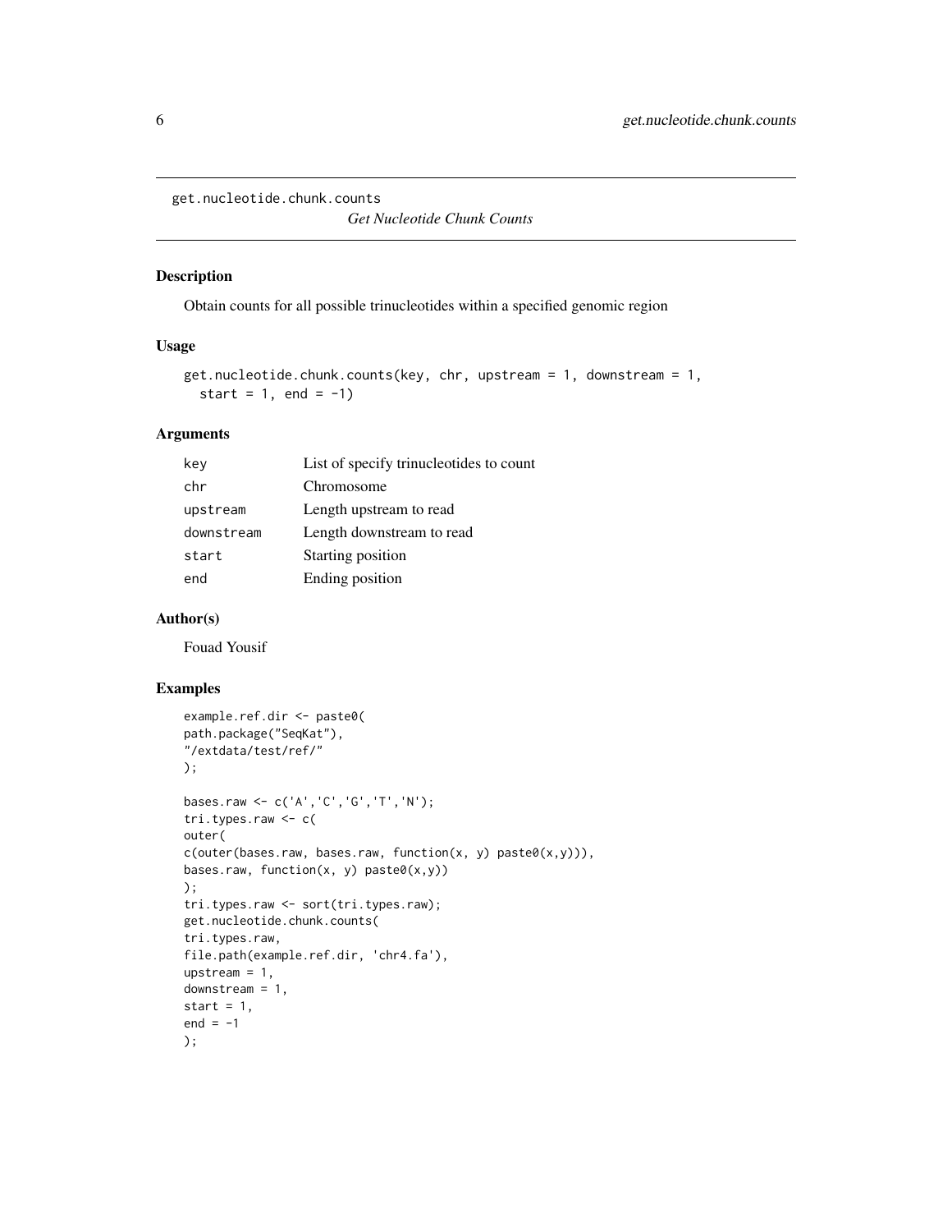get.nucleotide.chunk.counts

*Get Nucleotide Chunk Counts*

## Description

Obtain counts for all possible trinucleotides within a specified genomic region

## Usage

```
get.nucleotide.chunk.counts(key, chr, upstream = 1, downstream = 1,
  start = 1, end = -1)
```

## Arguments

| | |
|---|---|
| key | List of specify trinucleotides to count |
| chr | Chromosome |
| upstream | Length upstream to read |
| downstream | Length downstream to read |
| start | Starting position |
| end | Ending position |

## Author(s)

Fouad Yousif

## Examples

```
example.ref.dir <- paste0(
path.package("SeqKat"),
"/extdata/test/ref/"
);

bases.raw <- c('A','C','G','T','N');
tri.types.raw <- c(
outer(
c(outer(bases.raw, bases.raw, function(x, y) paste0(x,y))),
bases.raw, function(x, y) paste0(x,y))
);
tri.types.raw <- sort(tri.types.raw);
get.nucleotide.chunk.counts(
tri.types.raw,
file.path(example.ref.dir, 'chr4.fa'),
upstream = 1,
downstream = 1,
start = 1,
end = -1
);
```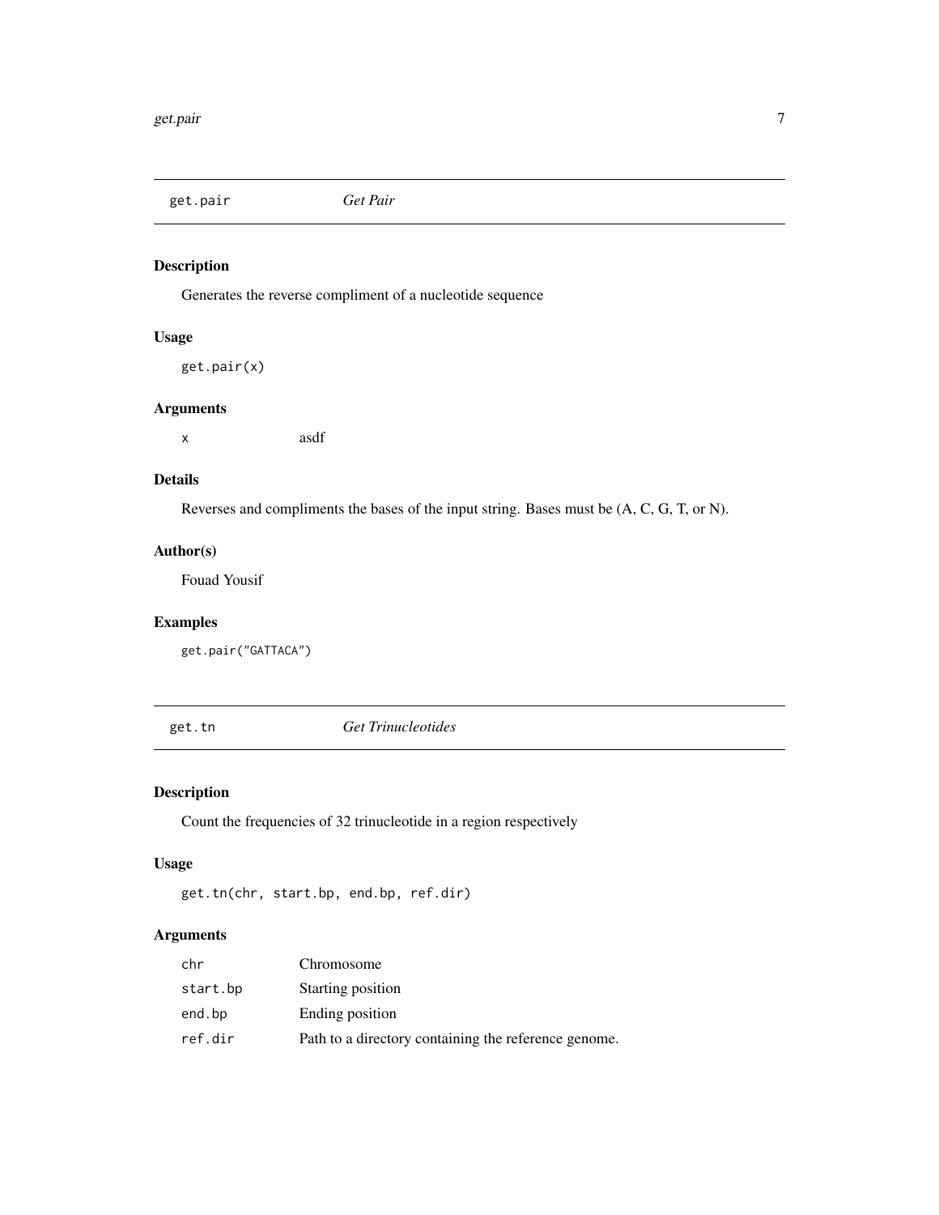## get.pair *Get Pair*

### Description

Generates the reverse compliment of a nucleotide sequence

### Usage

```
get.pair(x)
```

### Arguments

| | |
|---|---|
| `x` | asdf |

### Details

Reverses and compliments the bases of the input string. Bases must be (A, C, G, T, or N).

### Author(s)

Fouad Yousif

### Examples

```
get.pair("GATTACA")
```

## get.tn *Get Trinucleotides*

### Description

Count the frequencies of 32 trinucleotide in a region respectively

### Usage

```
get.tn(chr, start.bp, end.bp, ref.dir)
```

### Arguments

| | |
|---|---|
| `chr` | Chromosome |
| `start.bp` | Starting position |
| `end.bp` | Ending position |
| `ref.dir` | Path to a directory containing the reference genome. |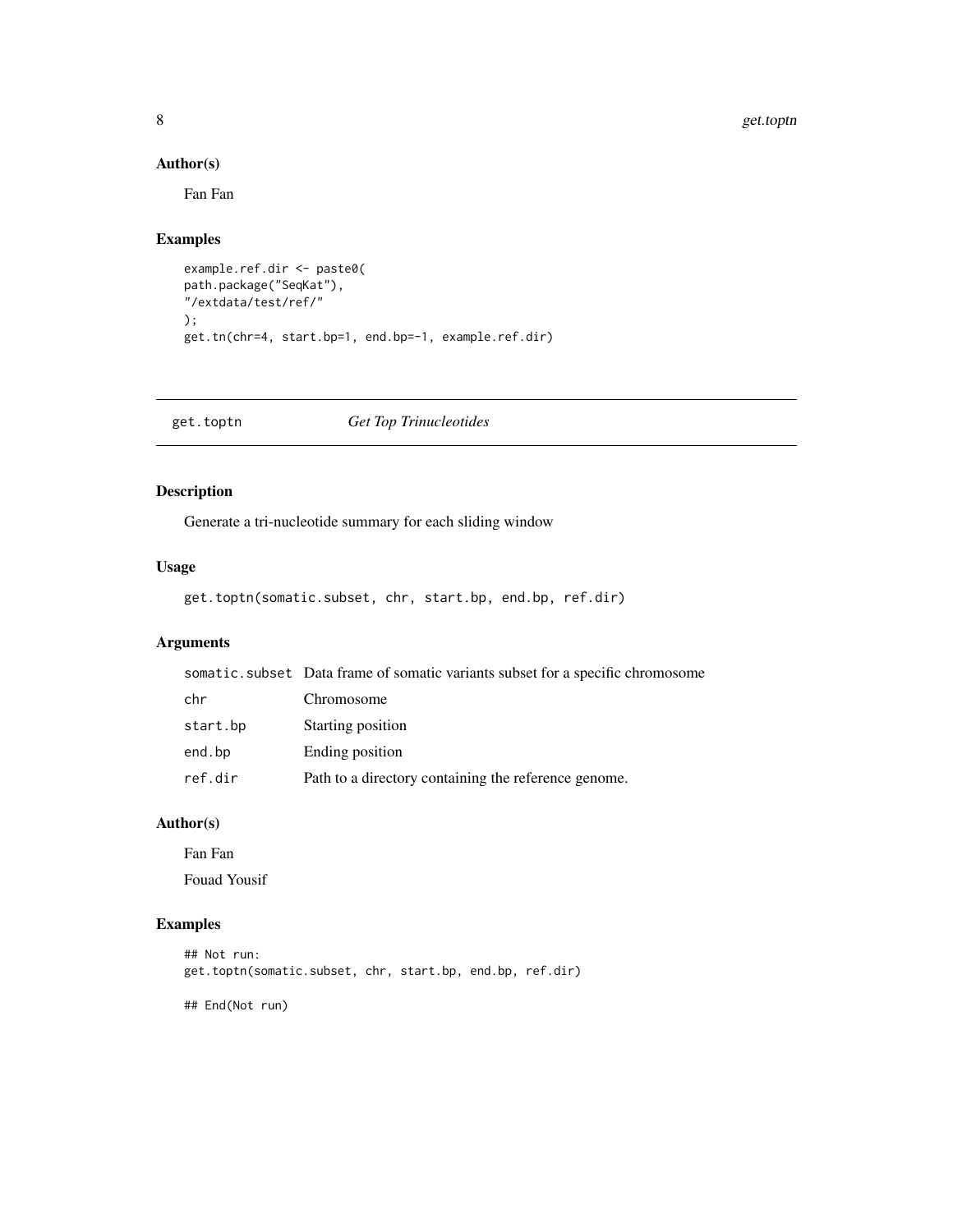## Author(s)

Fan Fan

## Examples

```
example.ref.dir <- paste0(
path.package("SeqKat"),
"/extdata/test/ref/"
);
get.tn(chr=4, start.bp=1, end.bp=-1, example.ref.dir)
```

---

# get.toptn — *Get Top Trinucleotides*

---

## Description

Generate a tri-nucleotide summary for each sliding window

## Usage

```
get.toptn(somatic.subset, chr, start.bp, end.bp, ref.dir)
```

## Arguments

| | |
|---|---|
| somatic.subset | Data frame of somatic variants subset for a specific chromosome |
| chr | Chromosome |
| start.bp | Starting position |
| end.bp | Ending position |
| ref.dir | Path to a directory containing the reference genome. |

## Author(s)

Fan Fan

Fouad Yousif

## Examples

```
## Not run:
get.toptn(somatic.subset, chr, start.bp, end.bp, ref.dir)

## End(Not run)
```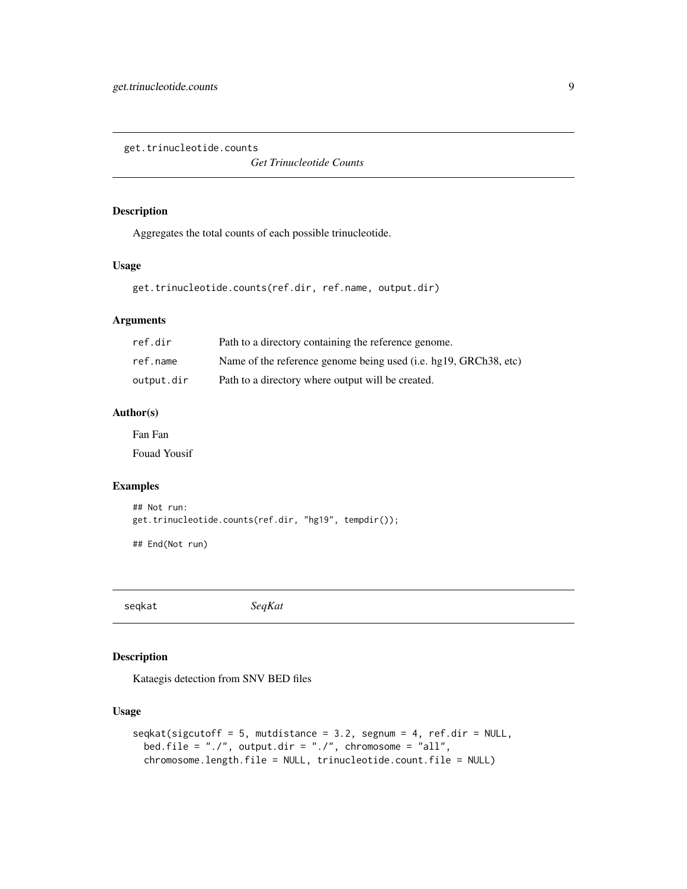## get.trinucleotide.counts

*Get Trinucleotide Counts*

### Description

Aggregates the total counts of each possible trinucleotide.

### Usage

```
get.trinucleotide.counts(ref.dir, ref.name, output.dir)
```

### Arguments

| | |
|---|---|
| `ref.dir` | Path to a directory containing the reference genome. |
| `ref.name` | Name of the reference genome being used (i.e. hg19, GRCh38, etc) |
| `output.dir` | Path to a directory where output will be created. |

### Author(s)

Fan Fan

Fouad Yousif

### Examples

```
## Not run:
get.trinucleotide.counts(ref.dir, "hg19", tempdir());

## End(Not run)
```

## seqkat

*SeqKat*

### Description

Kataegis detection from SNV BED files

### Usage

```
seqkat(sigcutoff = 5, mutdistance = 3.2, segnum = 4, ref.dir = NULL,
  bed.file = "./", output.dir = "./", chromosome = "all",
  chromosome.length.file = NULL, trinucleotide.count.file = NULL)
```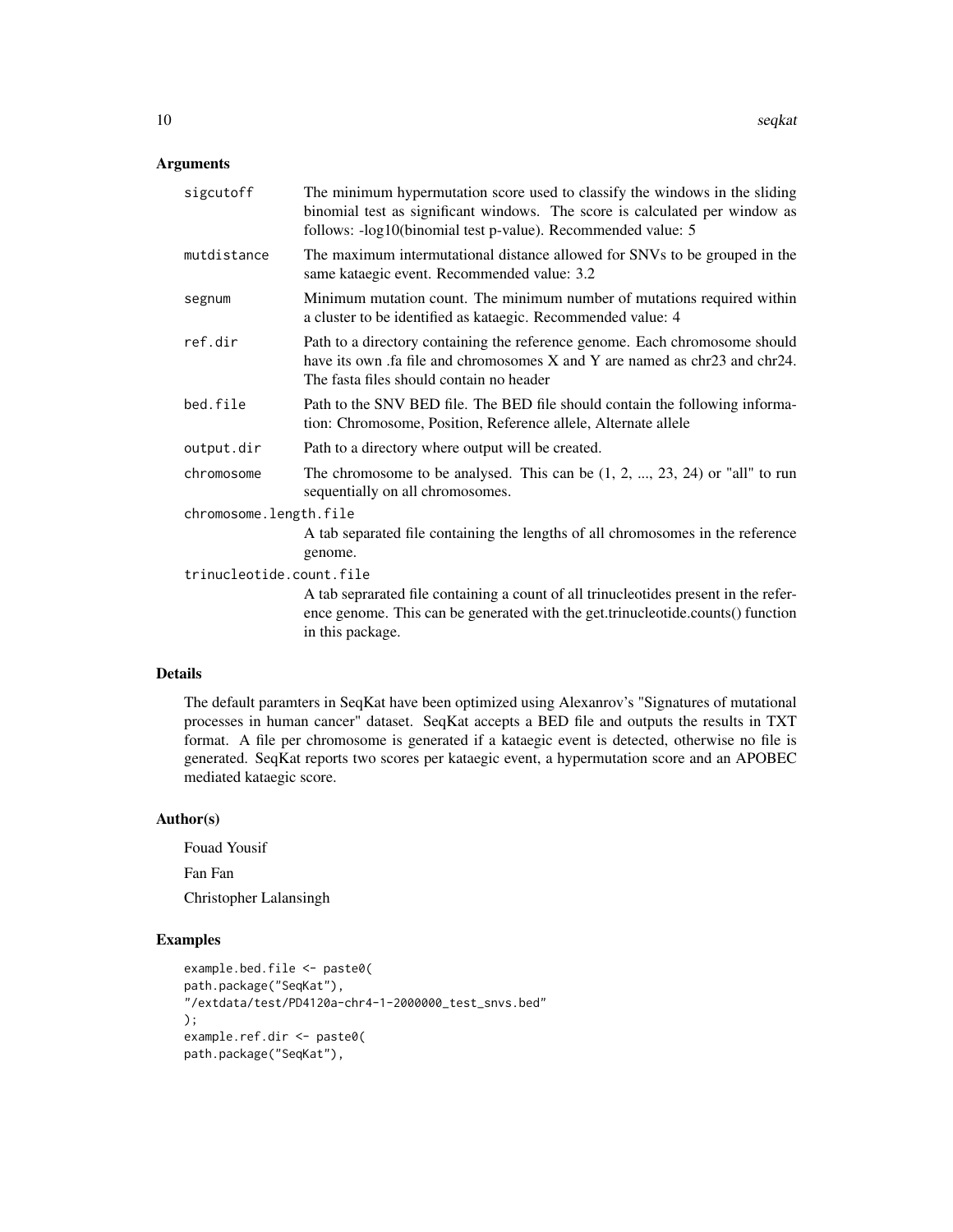### Arguments

| | |
|---|---|
| sigcutoff | The minimum hypermutation score used to classify the windows in the sliding binomial test as significant windows. The score is calculated per window as follows: -log10(binomial test p-value). Recommended value: 5 |
| mutdistance | The maximum intermutational distance allowed for SNVs to be grouped in the same kataegic event. Recommended value: 3.2 |
| segnum | Minimum mutation count. The minimum number of mutations required within a cluster to be identified as kataegic. Recommended value: 4 |
| ref.dir | Path to a directory containing the reference genome. Each chromosome should have its own .fa file and chromosomes X and Y are named as chr23 and chr24. The fasta files should contain no header |
| bed.file | Path to the SNV BED file. The BED file should contain the following information: Chromosome, Position, Reference allele, Alternate allele |
| output.dir | Path to a directory where output will be created. |
| chromosome | The chromosome to be analysed. This can be (1, 2, ..., 23, 24) or "all" to run sequentially on all chromosomes. |
| chromosome.length.file | A tab separated file containing the lengths of all chromosomes in the reference genome. |
| trinucleotide.count.file | A tab seprarated file containing a count of all trinucleotides present in the reference genome. This can be generated with the get.trinucleotide.counts() function in this package. |

### Details

The default paramters in SeqKat have been optimized using Alexanrov's "Signatures of mutational processes in human cancer" dataset. SeqKat accepts a BED file and outputs the results in TXT format. A file per chromosome is generated if a kataegic event is detected, otherwise no file is generated. SeqKat reports two scores per kataegic event, a hypermutation score and an APOBEC mediated kataegic score.

### Author(s)

Fouad Yousif

Fan Fan

Christopher Lalansingh

### Examples

```
example.bed.file <- paste0(
path.package("SeqKat"),
"/extdata/test/PD4120a-chr4-1-2000000_test_snvs.bed"
);
example.ref.dir <- paste0(
path.package("SeqKat"),
```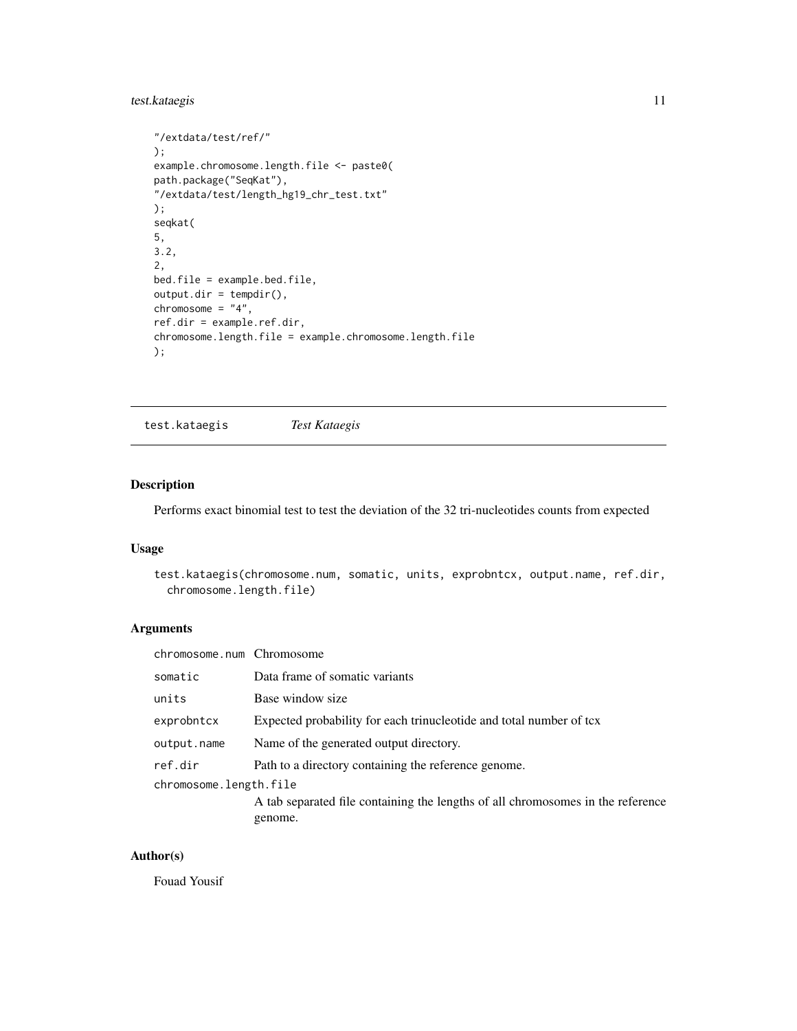```
"/extdata/test/ref/"
);
example.chromosome.length.file <- paste0(
path.package("SeqKat"),
"/extdata/test/length_hg19_chr_test.txt"
);
seqkat(
5,
3.2,
2,
bed.file = example.bed.file,
output.dir = tempdir(),
chromosome = "4",
ref.dir = example.ref.dir,
chromosome.length.file = example.chromosome.length.file
);
```

---

## test.kataegis &nbsp;&nbsp;&nbsp; *Test Kataegis*

---

### Description

Performs exact binomial test to test the deviation of the 32 tri-nucleotides counts from expected

### Usage

```
test.kataegis(chromosome.num, somatic, units, exprobntcx, output.name, ref.dir,
  chromosome.length.file)
```

### Arguments

| | |
|---|---|
| `chromosome.num` | Chromosome |
| `somatic` | Data frame of somatic variants |
| `units` | Base window size |
| `exprobntcx` | Expected probability for each trinucleotide and total number of tcx |
| `output.name` | Name of the generated output directory. |
| `ref.dir` | Path to a directory containing the reference genome. |
| `chromosome.length.file` | A tab separated file containing the lengths of all chromosomes in the reference genome. |

### Author(s)

Fouad Yousif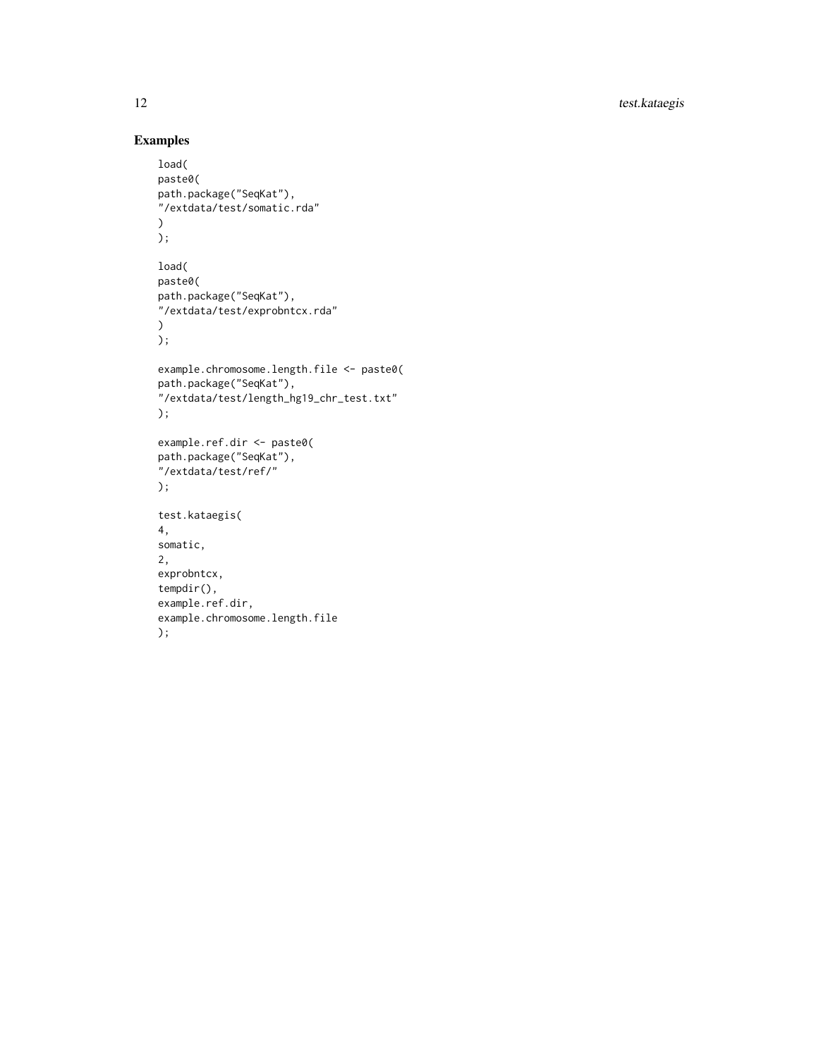### Examples

```
load(
paste0(
path.package("SeqKat"),
"/extdata/test/somatic.rda"
)
);

load(
paste0(
path.package("SeqKat"),
"/extdata/test/exprobntcx.rda"
)
);

example.chromosome.length.file <- paste0(
path.package("SeqKat"),
"/extdata/test/length_hg19_chr_test.txt"
);

example.ref.dir <- paste0(
path.package("SeqKat"),
"/extdata/test/ref/"
);

test.kataegis(
4,
somatic,
2,
exprobntcx,
tempdir(),
example.ref.dir,
example.chromosome.length.file
);
```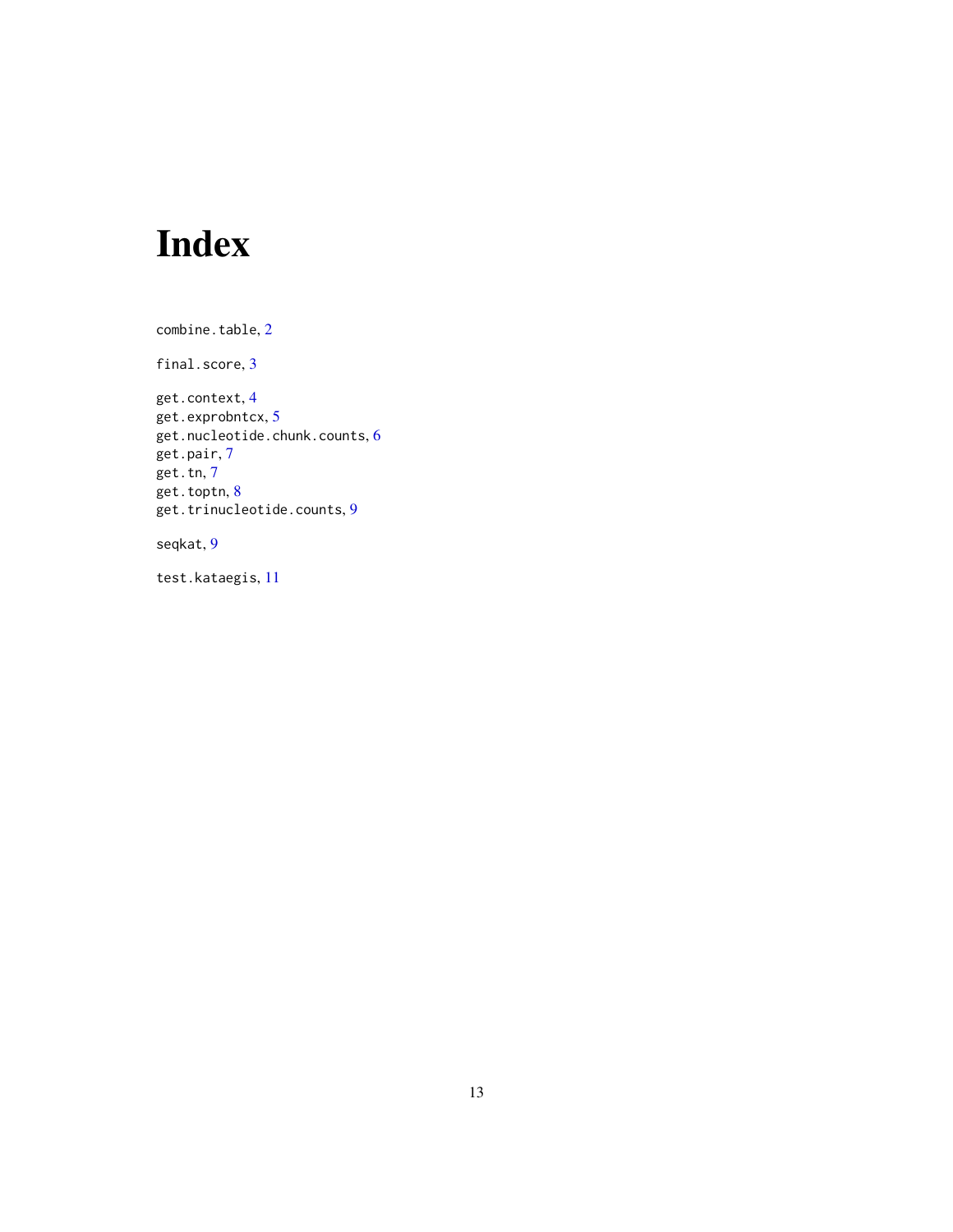# Index

combine.table, 2

final.score, 3

get.context, 4
get.exprobntcx, 5
get.nucleotide.chunk.counts, 6
get.pair, 7
get.tn, 7
get.toptn, 8
get.trinucleotide.counts, 9

seqkat, 9

test.kataegis, 11